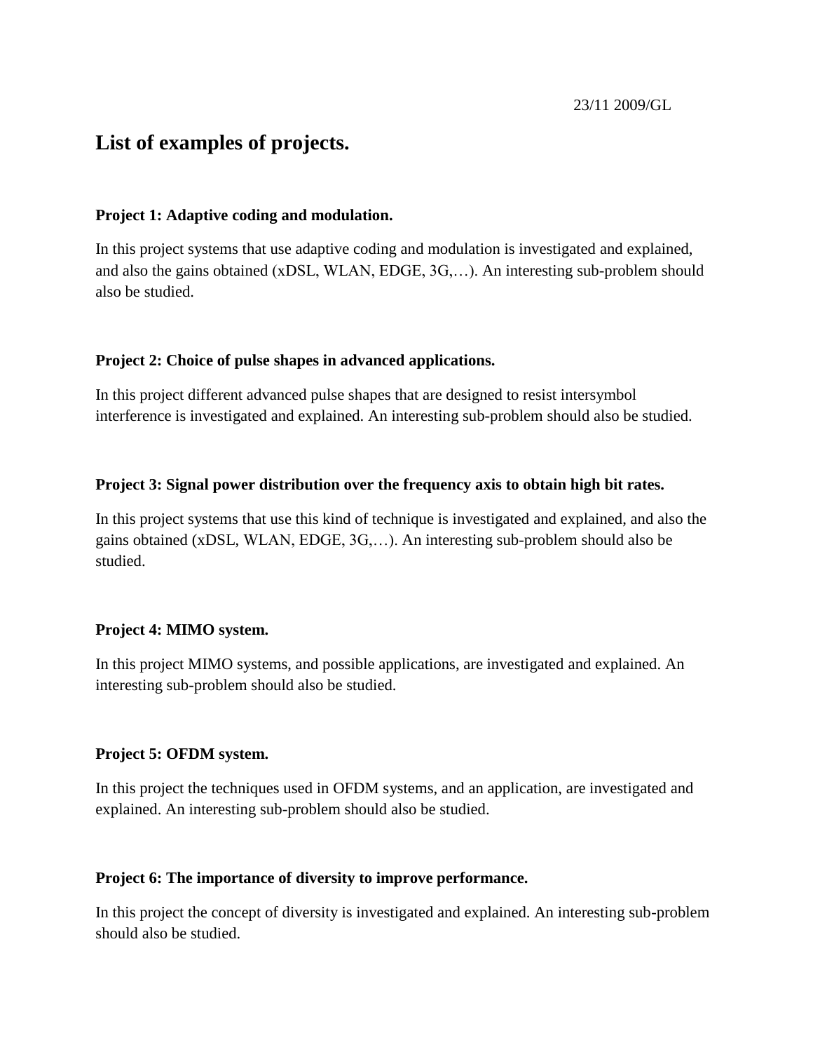23/11 2009/GL

# List of examples of projects.

### Project 1: Adaptive coding and modulation.

In this project systems that use adaptive coding and modulation is investigated and explained, and also the gains obtained (xDSL, WLAN, EDGE, 3G,…). An interesting sub-problem should also be studied.

### Project 2: Choice of pulse shapes in advanced applications.

In this project different advanced pulse shapes that are designed to resist intersymbol interference is investigated and explained. An interesting sub-problem should also be studied.

### Project 3: Signal power distribution over the frequency axis to obtain high bit rates.

In this project systems that use this kind of technique is investigated and explained, and also the gains obtained (xDSL, WLAN, EDGE, 3G,…). An interesting sub-problem should also be studied.

### Project 4: MIMO system.

In this project MIMO systems, and possible applications, are investigated and explained. An interesting sub-problem should also be studied.

### Project 5: OFDM system.

In this project the techniques used in OFDM systems, and an application, are investigated and explained. An interesting sub-problem should also be studied.

### Project 6: The importance of diversity to improve performance.

In this project the concept of diversity is investigated and explained. An interesting sub-problem should also be studied.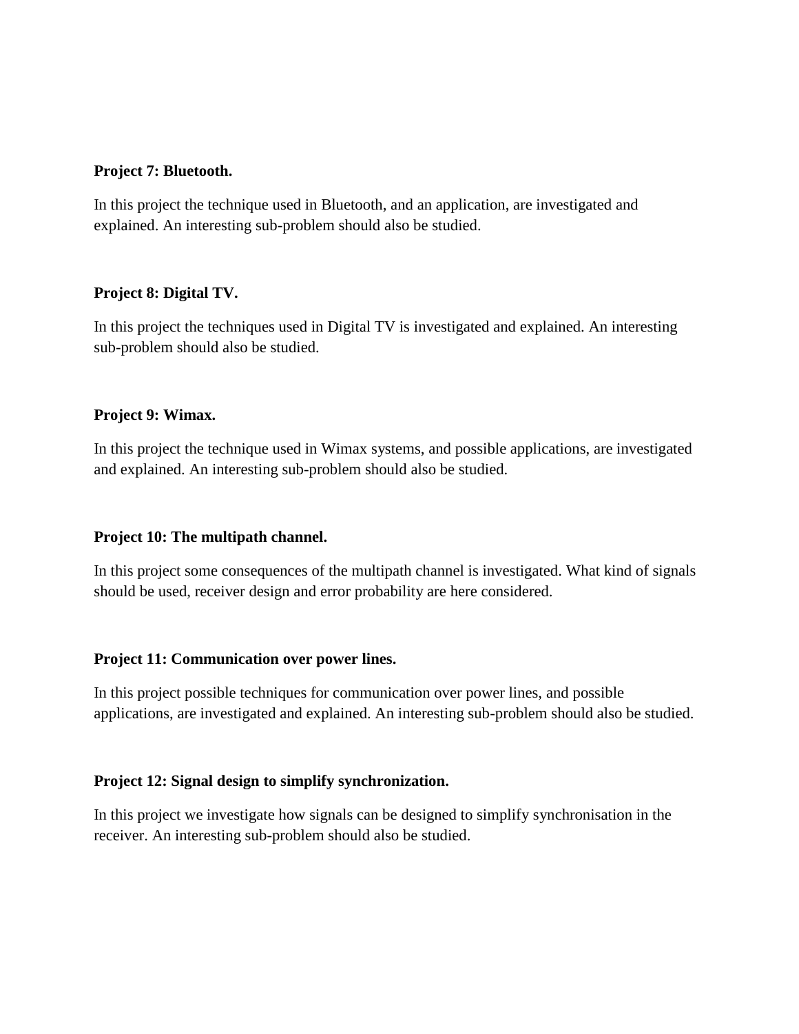**Project 7: Bluetooth.**

In this project the technique used in Bluetooth, and an application, are investigated and explained. An interesting sub-problem should also be studied.

**Project 8: Digital TV.**

In this project the techniques used in Digital TV is investigated and explained. An interesting sub-problem should also be studied.

**Project 9: Wimax.**

In this project the technique used in Wimax systems, and possible applications, are investigated and explained. An interesting sub-problem should also be studied.

**Project 10: The multipath channel.**

In this project some consequences of the multipath channel is investigated. What kind of signals should be used, receiver design and error probability are here considered.

**Project 11: Communication over power lines.**

In this project possible techniques for communication over power lines, and possible applications, are investigated and explained. An interesting sub-problem should also be studied.

**Project 12: Signal design to simplify synchronization.**

In this project we investigate how signals can be designed to simplify synchronisation in the receiver. An interesting sub-problem should also be studied.